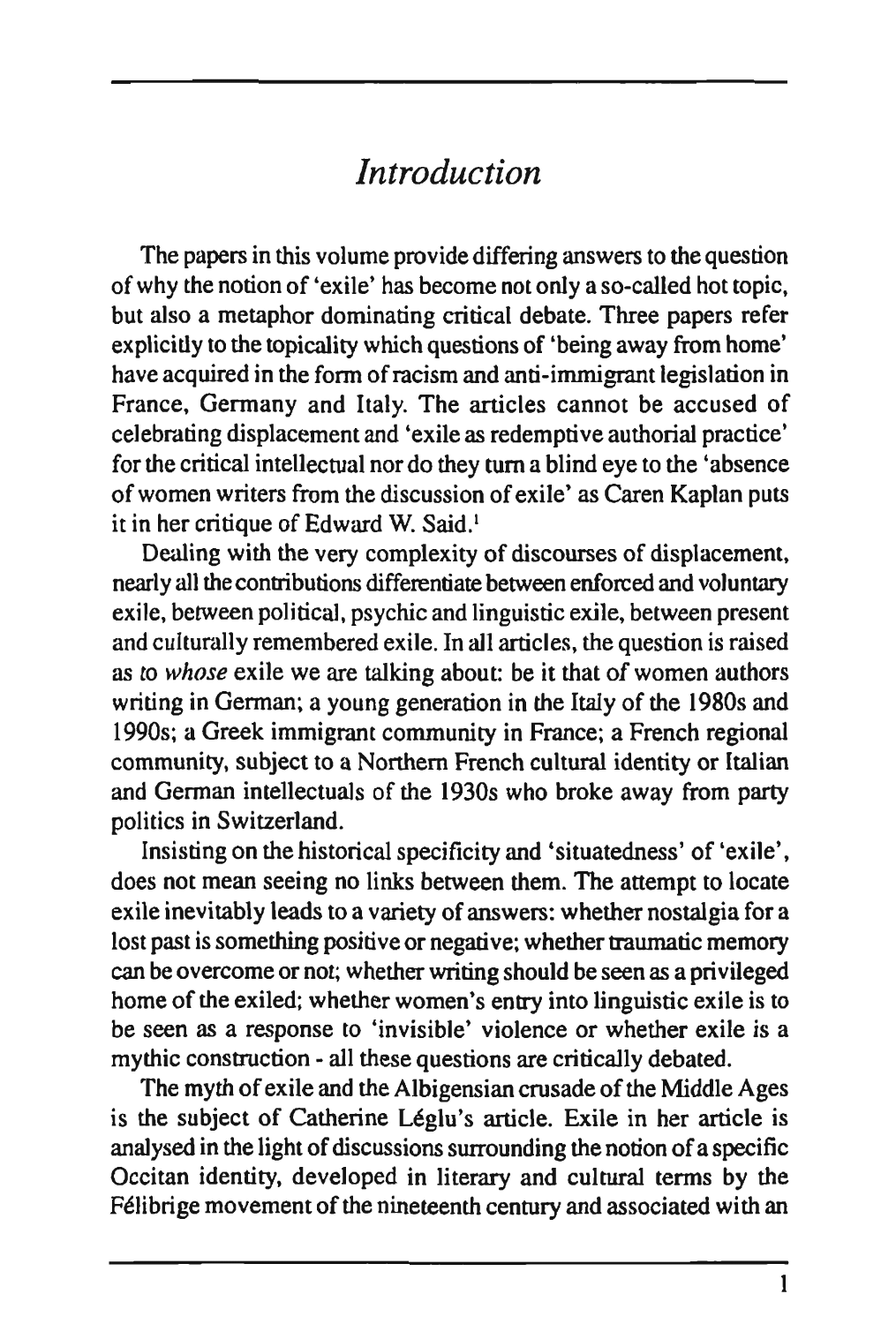# *Introduction*

The papers in this volume provide differing answers to the question of why the notion of 'exile' has become not only a so-called hot topic, but also a metaphor dominating critical debate. Three papers refer explicitly to the topicality which questions of 'being away from home' have acquired in the form of racism and anti-immigrant legislation in France, Germany and Italy. The articles cannot be accused of celebrating displacement and 'exile as redemptive authorial practice' for the critical intellectual nor do they turn a blind eye to the 'absence of women writers from the discussion of exile' as Caren Kaplan puts it in her critique of Edward W. Said.[1]

Dealing with the very complexity of discourses of displacement, nearly all the contributions differentiate between enforced and voluntary exile, between political, psychic and linguistic exile, between present and culturally remembered exile. In all articles, the question is raised as to *whose* exile we are talking about: be it that of women authors writing in German; a young generation in the Italy of the 1980s and 1990s; a Greek immigrant community in France; a French regional community, subject to a Northern French cultural identity or Italian and German intellectuals of the 1930s who broke away from party politics in Switzerland.

Insisting on the historical specificity and 'situatedness' of 'exile', does not mean seeing no links between them. The attempt to locate exile inevitably leads to a variety of answers: whether nostalgia for a lost past is something positive or negative; whether traumatic memory can be overcome or not; whether writing should be seen as a privileged home of the exiled; whether women's entry into linguistic exile is to be seen as a response to 'invisible' violence or whether exile is a mythic construction - all these questions are critically debated.

The myth of exile and the Albigensian crusade of the Middle Ages is the subject of Catherine Léglu's article. Exile in her article is analysed in the light of discussions surrounding the notion of a specific Occitan identity, developed in literary and cultural terms by the Félibrige movement of the nineteenth century and associated with an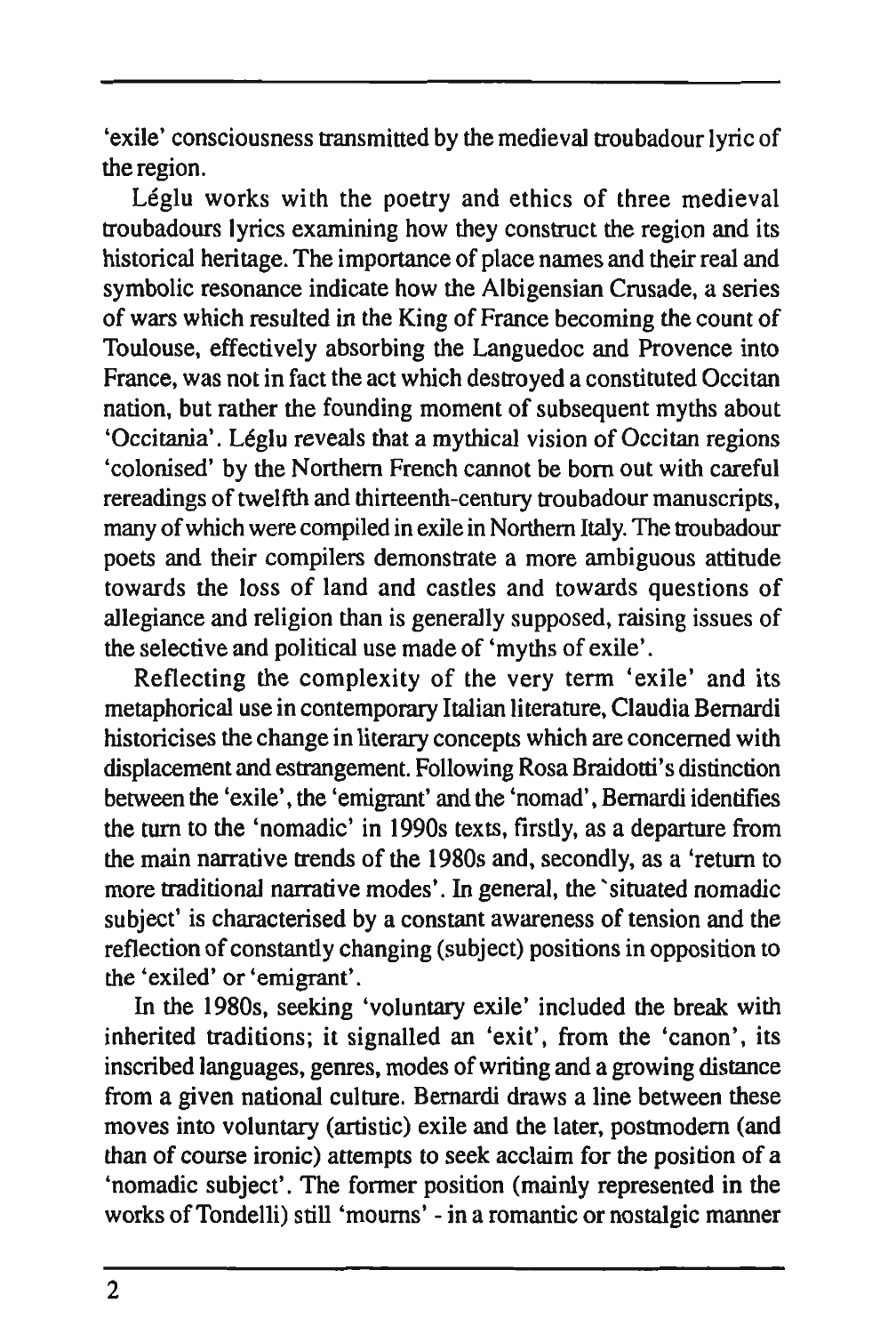'exile' consciousness transmitted by the medieval troubadour lyric of the region.

Léglu works with the poetry and ethics of three medieval troubadours lyrics examining how they construct the region and its historical heritage. The importance of place names and their real and symbolic resonance indicate how the Albigensian Crusade, a series of wars which resulted in the King of France becoming the count of Toulouse, effectively absorbing the Languedoc and Provence into France, was not in fact the act which destroyed a constituted Occitan nation, but rather the founding moment of subsequent myths about 'Occitania'. Léglu reveals that a mythical vision of Occitan regions 'colonised' by the Northern French cannot be born out with careful rereadings of twelfth and thirteenth-century troubadour manuscripts, many of which were compiled in exile in Northern Italy. The troubadour poets and their compilers demonstrate a more ambiguous attitude towards the loss of land and castles and towards questions of allegiance and religion than is generally supposed, raising issues of the selective and political use made of 'myths of exile'.

Reflecting the complexity of the very term 'exile' and its metaphorical use in contemporary Italian literature, Claudia Bernardi historicises the change in literary concepts which are concerned with displacement and estrangement. Following Rosa Braidotti's distinction between the 'exile', the 'emigrant' and the 'nomad', Bernardi identifies the turn to the 'nomadic' in 1990s texts, firstly, as a departure from the main narrative trends of the 1980s and, secondly, as a 'return to more traditional narrative modes'. In general, the 'situated nomadic subject' is characterised by a constant awareness of tension and the reflection of constantly changing (subject) positions in opposition to the 'exiled' or 'emigrant'.

In the 1980s, seeking 'voluntary exile' included the break with inherited traditions; it signalled an 'exit', from the 'canon', its inscribed languages, genres, modes of writing and a growing distance from a given national culture. Bernardi draws a line between these moves into voluntary (artistic) exile and the later, postmodern (and than of course ironic) attempts to seek acclaim for the position of a 'nomadic subject'. The former position (mainly represented in the works of Tondelli) still 'mourns' - in a romantic or nostalgic manner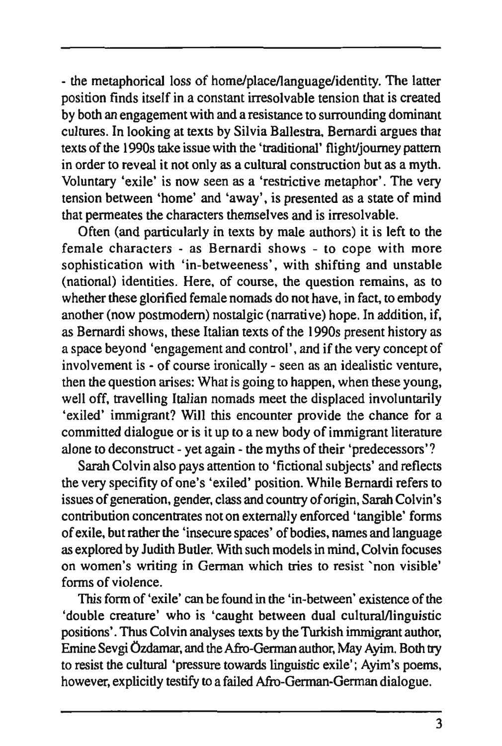- the metaphorical loss of home/place/language/identity. The latter position finds itself in a constant irresolvable tension that is created by both an engagement with and a resistance to surrounding dominant cultures. In looking at texts by Silvia Ballestra, Bernardi argues that texts of the 1990s take issue with the 'traditional' flight/journey pattern in order to reveal it not only as a cultural construction but as a myth. Voluntary 'exile' is now seen as a 'restrictive metaphor'. The very tension between 'home' and 'away', is presented as a state of mind that permeates the characters themselves and is irresolvable.

Often (and particularly in texts by male authors) it is left to the female characters - as Bernardi shows - to cope with more sophistication with 'in-betweeness', with shifting and unstable (national) identities. Here, of course, the question remains, as to whether these glorified female nomads do not have, in fact, to embody another (now postmodern) nostalgic (narrative) hope. In addition, if, as Bernardi shows, these Italian texts of the 1990s present history as a space beyond 'engagement and control', and if the very concept of involvement is - of course ironically - seen as an idealistic venture, then the question arises: What is going to happen, when these young, well off, travelling Italian nomads meet the displaced involuntarily 'exiled' immigrant? Will this encounter provide the chance for a committed dialogue or is it up to a new body of immigrant literature alone to deconstruct - yet again - the myths of their 'predecessors'?

Sarah Colvin also pays attention to 'fictional subjects' and reflects the very specifity of one's 'exiled' position. While Bernardi refers to issues of generation, gender, class and country of origin, Sarah Colvin's contribution concentrates not on externally enforced 'tangible' forms of exile, but rather the 'insecure spaces' of bodies, names and language as explored by Judith Butler. With such models in mind, Colvin focuses on women's writing in German which tries to resist 'non visible' forms of violence.

This form of 'exile' can be found in the 'in-between' existence of the 'double creature' who is 'caught between dual cultural/linguistic positions'. Thus Colvin analyses texts by the Turkish immigrant author, Emine Sevgi Özdamar, and the Afro-German author, May Ayim. Both try to resist the cultural 'pressure towards linguistic exile'; Ayim's poems, however, explicitly testify to a failed Afro-German-German dialogue.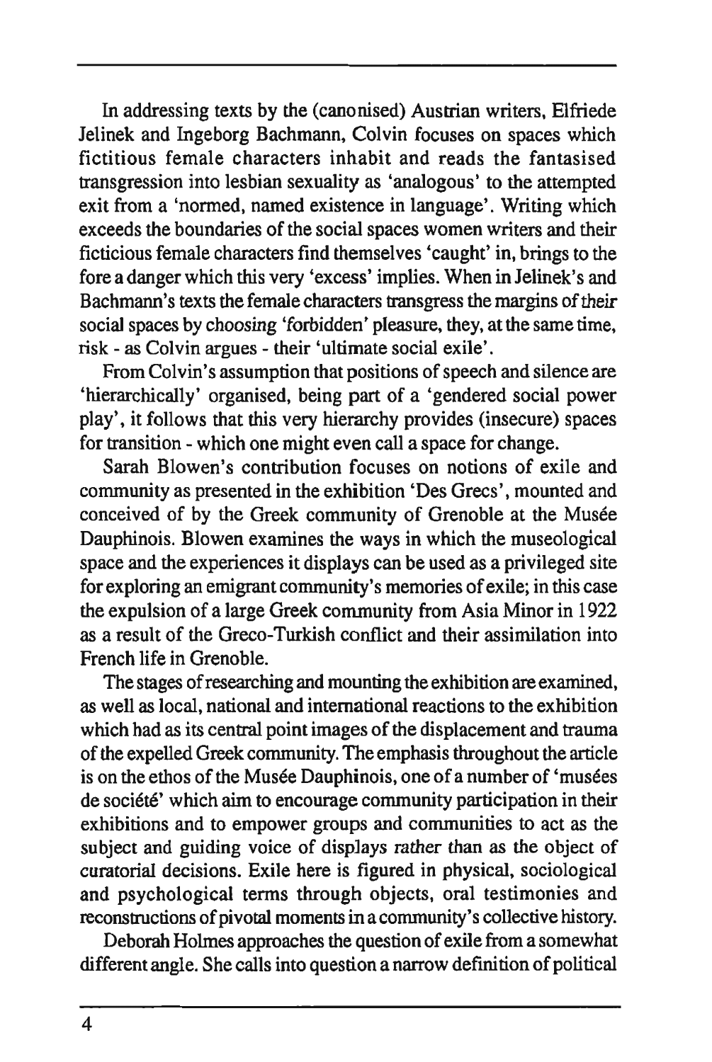In addressing texts by the (canonised) Austrian writers, Elfriede Jelinek and Ingeborg Bachmann, Colvin focuses on spaces which fictitious female characters inhabit and reads the fantasised transgression into lesbian sexuality as 'analogous' to the attempted exit from a 'normed, named existence in language'. Writing which exceeds the boundaries of the social spaces women writers and their ficticious female characters find themselves 'caught' in, brings to the fore a danger which this very 'excess' implies. When in Jelinek's and Bachmann's texts the female characters transgress the margins of *their* social spaces by *choosing* 'forbidden' pleasure, they, at the same time, risk - as Colvin argues - their 'ultimate social exile'.

From Colvin's assumption that positions of speech and silence are 'hierarchically' organised, being part of a 'gendered social power play', it follows that this very hierarchy provides (insecure) spaces for transition - which one might even call a space for change.

Sarah Blowen's contribution focuses on notions of exile and community as presented in the exhibition 'Des Grecs', mounted and conceived of by the Greek community of Grenoble at the Musée Dauphinois. Blowen examines the ways in which the museological space and the experiences it displays can be used as a privileged site for exploring an emigrant community's memories of exile; in this case the expulsion of a large Greek community from Asia Minor in 1922 as a result of the Greco-Turkish conflict and their assimilation into French life in Grenoble.

The stages of researching and mounting the exhibition are examined, as well as local, national and international reactions to the exhibition which had as its central point images of the displacement and trauma of the expelled Greek community. The emphasis throughout the article is on the ethos of the Musée Dauphinois, one of a number of 'musées de société' which aim to encourage community participation in their exhibitions and to empower groups and communities to act as the subject and guiding voice of displays *rather* than as the object of curatorial decisions. Exile here is figured in physical, sociological and psychological terms through objects, oral testimonies and reconstructions of pivotal moments in a community's collective history.

Deborah Holmes approaches the question of exile from a somewhat different angle. She calls into question a narrow definition of political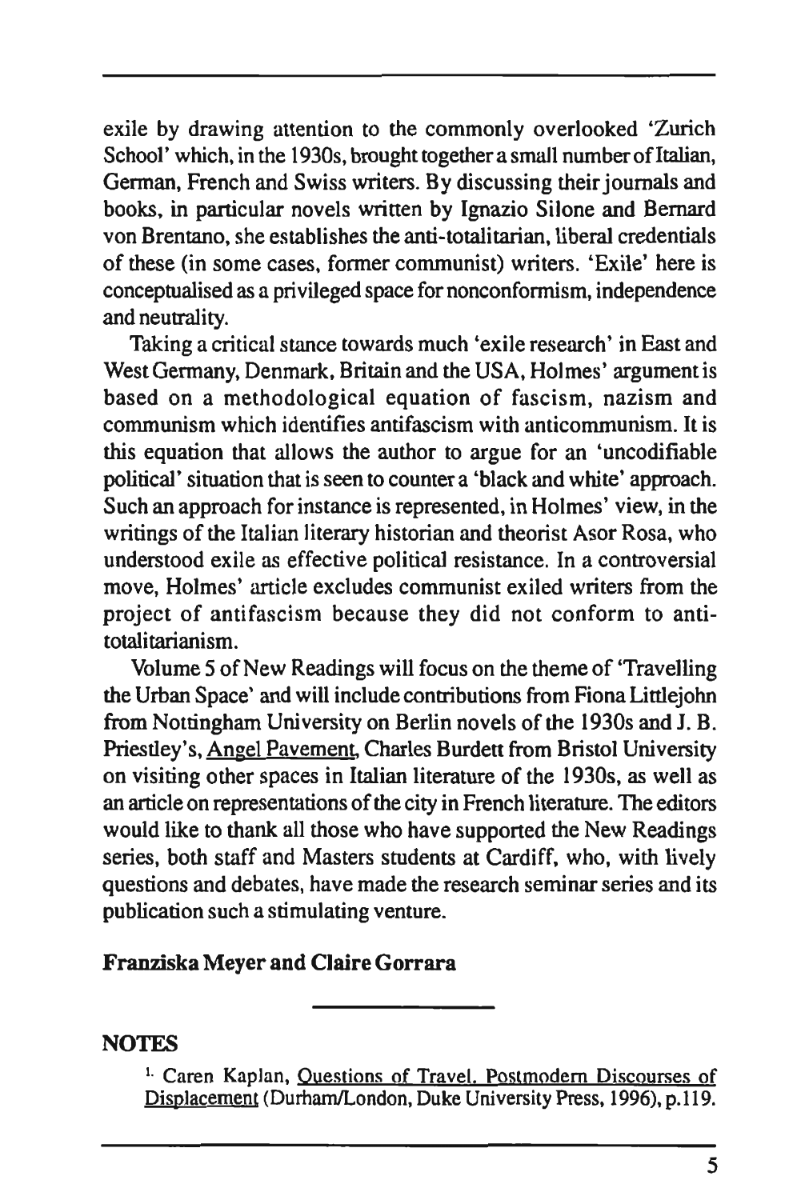exile by drawing attention to the commonly overlooked 'Zurich School' which, in the 1930s, brought together a small number of Italian, German, French and Swiss writers. By discussing their journals and books, in particular novels written by Ignazio Silone and Bernard von Brentano, she establishes the anti-totalitarian, liberal credentials of these (in some cases, former communist) writers. 'Exile' here is conceptualised as a privileged space for nonconformism, independence and neutrality.

Taking a critical stance towards much 'exile research' in East and West Germany, Denmark, Britain and the USA, Holmes' argument is based on a methodological equation of fascism, nazism and communism which identifies antifascism with anticommunism. It is this equation that allows the author to argue for an 'uncodifiable political' situation that is seen to counter a 'black and white' approach. Such an approach for instance is represented, in Holmes' view, in the writings of the Italian literary historian and theorist Asor Rosa, who understood exile as effective political resistance. In a controversial move, Holmes' article excludes communist exiled writers from the project of antifascism because they did not conform to anti-totalitarianism.

Volume 5 of New Readings will focus on the theme of 'Travelling the Urban Space' and will include contributions from Fiona Littlejohn from Nottingham University on Berlin novels of the 1930s and J. B. Priestley's, Angel Pavement, Charles Burdett from Bristol University on visiting other spaces in Italian literature of the 1930s, as well as an article on representations of the city in French literature. The editors would like to thank all those who have supported the New Readings series, both staff and Masters students at Cardiff, who, with lively questions and debates, have made the research seminar series and its publication such a stimulating venture.

**Franziska Meyer and Claire Gorrara**

---

## NOTES

1. Caren Kaplan, Questions of Travel. Postmodern Discourses of Displacement (Durham/London, Duke University Press, 1996), p.119.